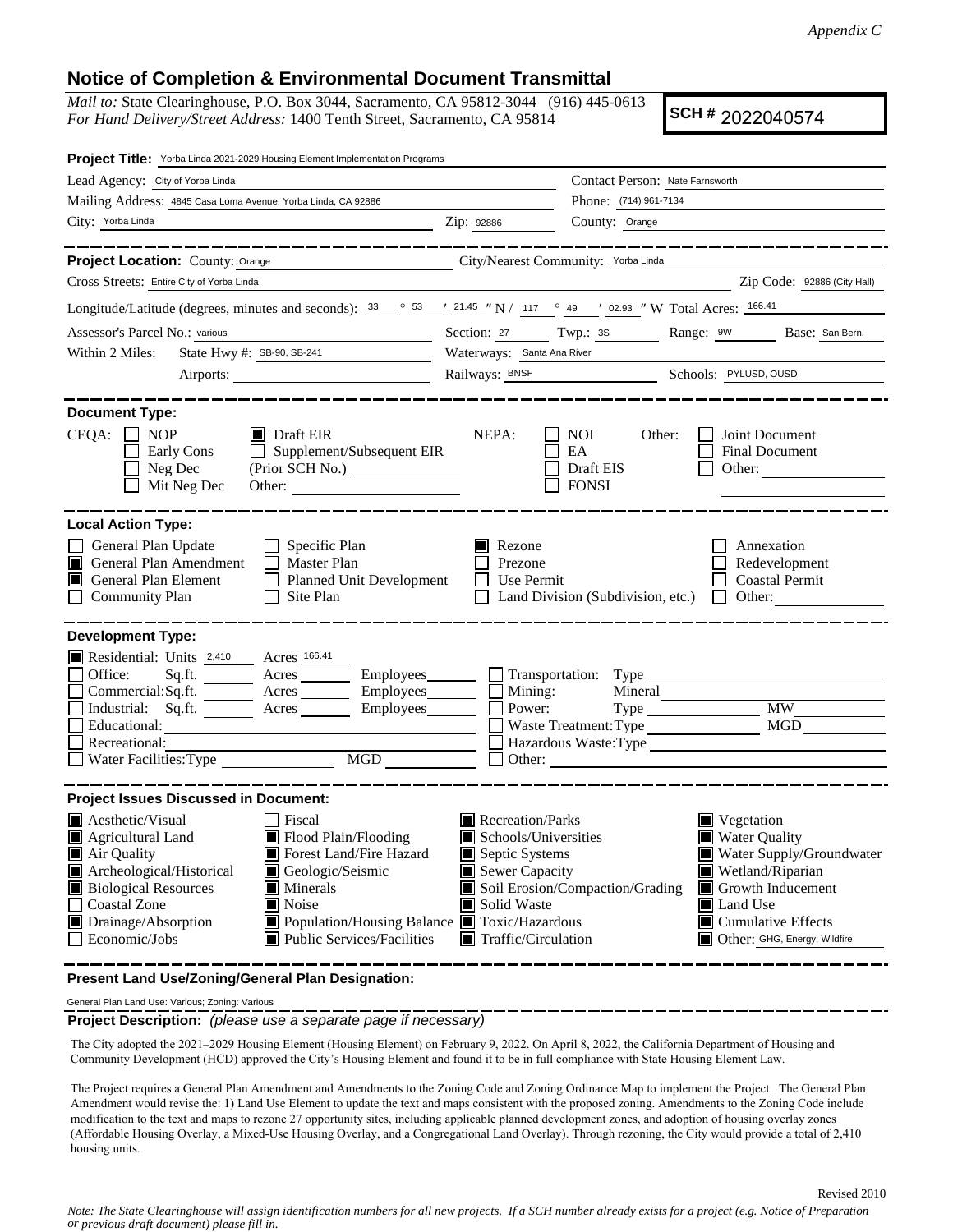*Appendix C*

# Notice of Completion & Environmental Document Transmittal

*Mail to:* State Clearinghouse, P.O. Box 3044, Sacramento, CA 95812-3044 (916) 445-0613
*For Hand Delivery/Street Address:* 1400 Tenth Street, Sacramento, CA 95814

**SCH #** 2022040574

**Project Title:** Yorba Linda 2021-2029 Housing Element Implementation Programs

Lead Agency: City of Yorba Linda — Contact Person: Nate Farnsworth
Mailing Address: 4845 Casa Loma Avenue, Yorba Linda, CA 92886 — Phone: (714) 961-7134
City: Yorba Linda — Zip: 92886 — County: Orange

---

**Project Location:** County: Orange — City/Nearest Community: Yorba Linda
Cross Streets: Entire City of Yorba Linda — Zip Code: 92886 (City Hall)
Longitude/Latitude (degrees, minutes and seconds): 33 ° 53 ′ 21.45 ″ N / 117 ° 49 ′ 02.93 ″ W Total Acres: 166.41
Assessor's Parcel No.: various — Section: 27 — Twp.: 3S — Range: 9W — Base: San Bern.
Within 2 Miles: State Hwy #: SB-90, SB-241 — Waterways: Santa Ana River
Airports: — Railways: BNSF — Schools: PYLUSD, OUSD

---

**Document Type:**

CEQA: ☐ NOP ☐ Early Cons ☐ Neg Dec ☐ Mit Neg Dec ■ Draft EIR ☐ Supplement/Subsequent EIR (Prior SCH No.) ______ Other: ______
NEPA: ☐ NOI ☐ EA ☐ Draft EIS ☐ FONSI
Other: ☐ Joint Document ☐ Final Document ☐ Other: ______

---

**Local Action Type:**

☐ General Plan Update
■ General Plan Amendment
■ General Plan Element
☐ Community Plan
☐ Specific Plan
☐ Master Plan
☐ Planned Unit Development
☐ Site Plan
■ Rezone
☐ Prezone
☐ Use Permit
☐ Land Division (Subdivision, etc.)
☐ Annexation
☐ Redevelopment
☐ Coastal Permit
☐ Other: ______

---

**Development Type:**

■ Residential: Units 2,410 Acres 166.41
☐ Office: Sq.ft. ____ Acres ____ Employees ____
☐ Commercial: Sq.ft. ____ Acres ____ Employees ____
☐ Industrial: Sq.ft. ____ Acres ____ Employees ____
☐ Educational: ______
☐ Recreational: ______
☐ Water Facilities: Type ____ MGD ____
☐ Transportation: Type ______
☐ Mining: Mineral ______
☐ Power: Type ____ MW ____
☐ Waste Treatment: Type ____ MGD ____
☐ Hazardous Waste: Type ______
☐ Other: ______

---

**Project Issues Discussed in Document:**

■ Aesthetic/Visual
■ Agricultural Land
■ Air Quality
■ Archeological/Historical
■ Biological Resources
☐ Coastal Zone
■ Drainage/Absorption
☐ Economic/Jobs
☐ Fiscal
■ Flood Plain/Flooding
■ Forest Land/Fire Hazard
■ Geologic/Seismic
■ Minerals
■ Noise
■ Population/Housing Balance
■ Public Services/Facilities
■ Recreation/Parks
■ Schools/Universities
■ Septic Systems
■ Sewer Capacity
■ Soil Erosion/Compaction/Grading
■ Solid Waste
■ Toxic/Hazardous
■ Traffic/Circulation
■ Vegetation
■ Water Quality
■ Water Supply/Groundwater
■ Wetland/Riparian
■ Growth Inducement
■ Land Use
■ Cumulative Effects
■ Other: GHG, Energy, Wildfire

---

**Present Land Use/Zoning/General Plan Designation:**

General Plan Land Use: Various; Zoning: Various

**Project Description:** *(please use a separate page if necessary)*

The City adopted the 2021–2029 Housing Element (Housing Element) on February 9, 2022. On April 8, 2022, the California Department of Housing and Community Development (HCD) approved the City's Housing Element and found it to be in full compliance with State Housing Element Law.

The Project requires a General Plan Amendment and Amendments to the Zoning Code and Zoning Ordinance Map to implement the Project. The General Plan Amendment would revise the: 1) Land Use Element to update the text and maps consistent with the proposed zoning. Amendments to the Zoning Code include modification to the text and maps to rezone 27 opportunity sites, including applicable planned development zones, and adoption of housing overlay zones (Affordable Housing Overlay, a Mixed-Use Housing Overlay, and a Congregational Land Overlay). Through rezoning, the City would provide a total of 2,410 housing units.

Revised 2010

*Note: The State Clearinghouse will assign identification numbers for all new projects. If a SCH number already exists for a project (e.g. Notice of Preparation or previous draft document) please fill in.*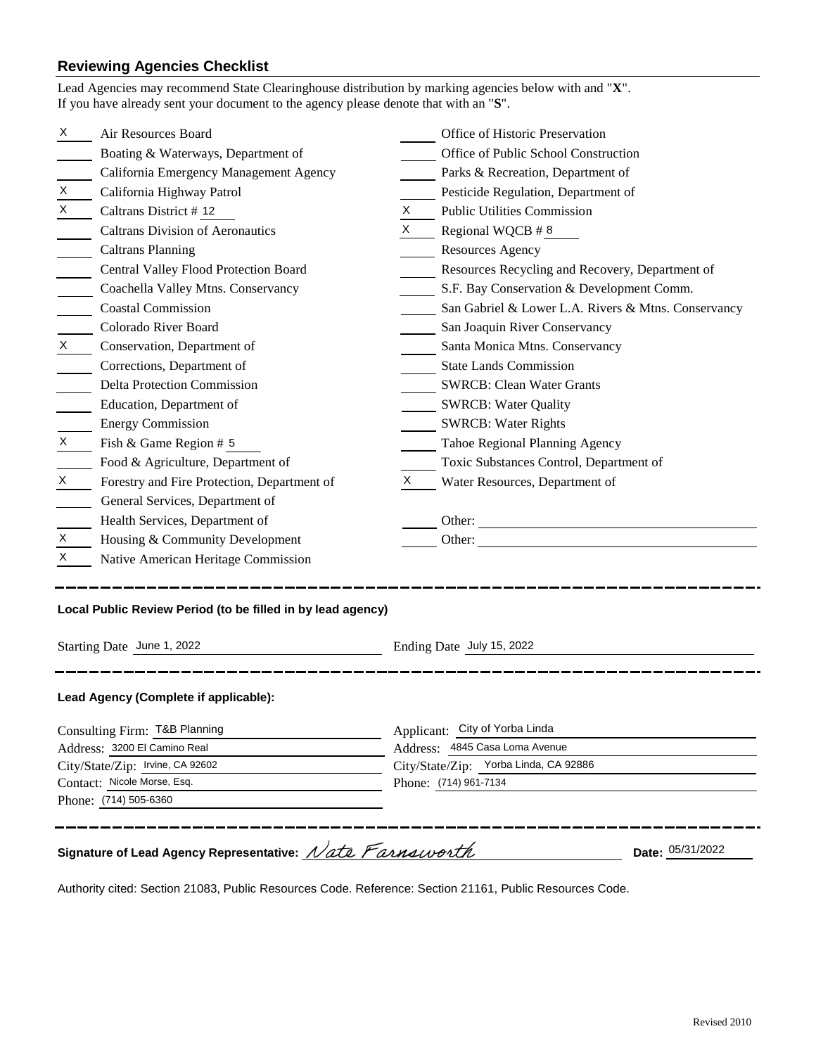## Reviewing Agencies Checklist

Lead Agencies may recommend State Clearinghouse distribution by marking agencies below with and "**X**".
If you have already sent your document to the agency please denote that with an "**S**".

| | | | |
|---|---|---|---|
| X | Air Resources Board | | Office of Historic Preservation |
| | Boating & Waterways, Department of | | Office of Public School Construction |
| | California Emergency Management Agency | | Parks & Recreation, Department of |
| X | California Highway Patrol | | Pesticide Regulation, Department of |
| X | Caltrans District # 12 | X | Public Utilities Commission |
| | Caltrans Division of Aeronautics | X | Regional WQCB # 8 |
| | Caltrans Planning | | Resources Agency |
| | Central Valley Flood Protection Board | | Resources Recycling and Recovery, Department of |
| | Coachella Valley Mtns. Conservancy | | S.F. Bay Conservation & Development Comm. |
| | Coastal Commission | | San Gabriel & Lower L.A. Rivers & Mtns. Conservancy |
| | Colorado River Board | | San Joaquin River Conservancy |
| X | Conservation, Department of | | Santa Monica Mtns. Conservancy |
| | Corrections, Department of | | State Lands Commission |
| | Delta Protection Commission | | SWRCB: Clean Water Grants |
| | Education, Department of | | SWRCB: Water Quality |
| | Energy Commission | | SWRCB: Water Rights |
| X | Fish & Game Region # 5 | | Tahoe Regional Planning Agency |
| | Food & Agriculture, Department of | | Toxic Substances Control, Department of |
| X | Forestry and Fire Protection, Department of | X | Water Resources, Department of |
| | General Services, Department of | | |
| | Health Services, Department of | | Other: |
| X | Housing & Community Development | | Other: |
| X | Native American Heritage Commission | | |

---

**Local Public Review Period (to be filled in by lead agency)**

Starting Date June 1, 2022

Ending Date July 15, 2022

---

**Lead Agency (Complete if applicable):**

Consulting Firm: T&B Planning
Address: 3200 El Camino Real
City/State/Zip: Irvine, CA 92602
Contact: Nicole Morse, Esq.
Phone: (714) 505-6360

Applicant: City of Yorba Linda
Address: 4845 Casa Loma Avenue
City/State/Zip: Yorba Linda, CA 92886
Phone: (714) 961-7134

---

**Signature of Lead Agency Representative:** Nate Farnsworth

**Date:** 05/31/2022

Authority cited: Section 21083, Public Resources Code. Reference: Section 21161, Public Resources Code.

Revised 2010